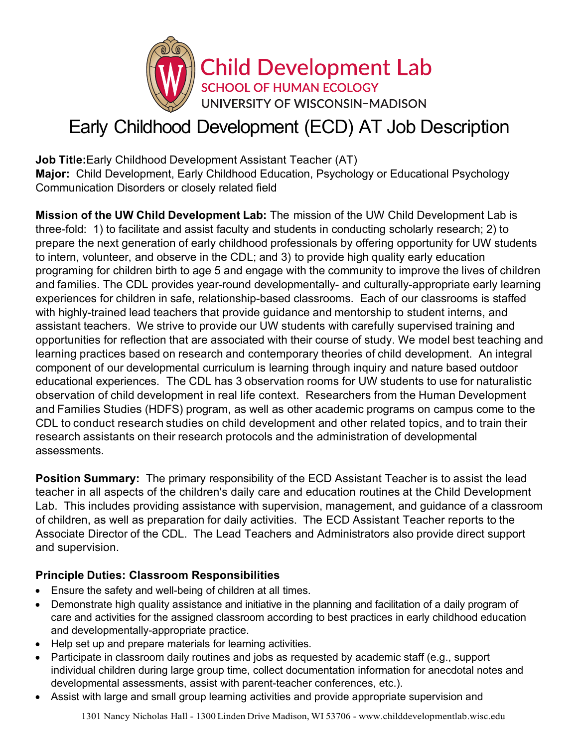Child Development Lab
SCHOOL OF HUMAN ECOLOGY
UNIVERSITY OF WISCONSIN–MADISON

# Early Childhood Development (ECD) AT Job Description

**Job Title:** Early Childhood Development Assistant Teacher (AT)
**Major:** Child Development, Early Childhood Education, Psychology or Educational Psychology Communication Disorders or closely related field

**Mission of the UW Child Development Lab:** The mission of the UW Child Development Lab is three-fold: 1) to facilitate and assist faculty and students in conducting scholarly research; 2) to prepare the next generation of early childhood professionals by offering opportunity for UW students to intern, volunteer, and observe in the CDL; and 3) to provide high quality early education programing for children birth to age 5 and engage with the community to improve the lives of children and families. The CDL provides year-round developmentally- and culturally-appropriate early learning experiences for children in safe, relationship-based classrooms. Each of our classrooms is staffed with highly-trained lead teachers that provide guidance and mentorship to student interns, and assistant teachers. We strive to provide our UW students with carefully supervised training and opportunities for reflection that are associated with their course of study. We model best teaching and learning practices based on research and contemporary theories of child development. An integral component of our developmental curriculum is learning through inquiry and nature based outdoor educational experiences. The CDL has 3 observation rooms for UW students to use for naturalistic observation of child development in real life context. Researchers from the Human Development and Families Studies (HDFS) program, as well as other academic programs on campus come to the CDL to conduct research studies on child development and other related topics, and to train their research assistants on their research protocols and the administration of developmental assessments.

**Position Summary:** The primary responsibility of the ECD Assistant Teacher is to assist the lead teacher in all aspects of the children's daily care and education routines at the Child Development Lab. This includes providing assistance with supervision, management, and guidance of a classroom of children, as well as preparation for daily activities. The ECD Assistant Teacher reports to the Associate Director of the CDL. The Lead Teachers and Administrators also provide direct support and supervision.

### Principle Duties: Classroom Responsibilities

- Ensure the safety and well-being of children at all times.
- Demonstrate high quality assistance and initiative in the planning and facilitation of a daily program of care and activities for the assigned classroom according to best practices in early childhood education and developmentally-appropriate practice.
- Help set up and prepare materials for learning activities.
- Participate in classroom daily routines and jobs as requested by academic staff (e.g., support individual children during large group time, collect documentation information for anecdotal notes and developmental assessments, assist with parent-teacher conferences, etc.).
- Assist with large and small group learning activities and provide appropriate supervision and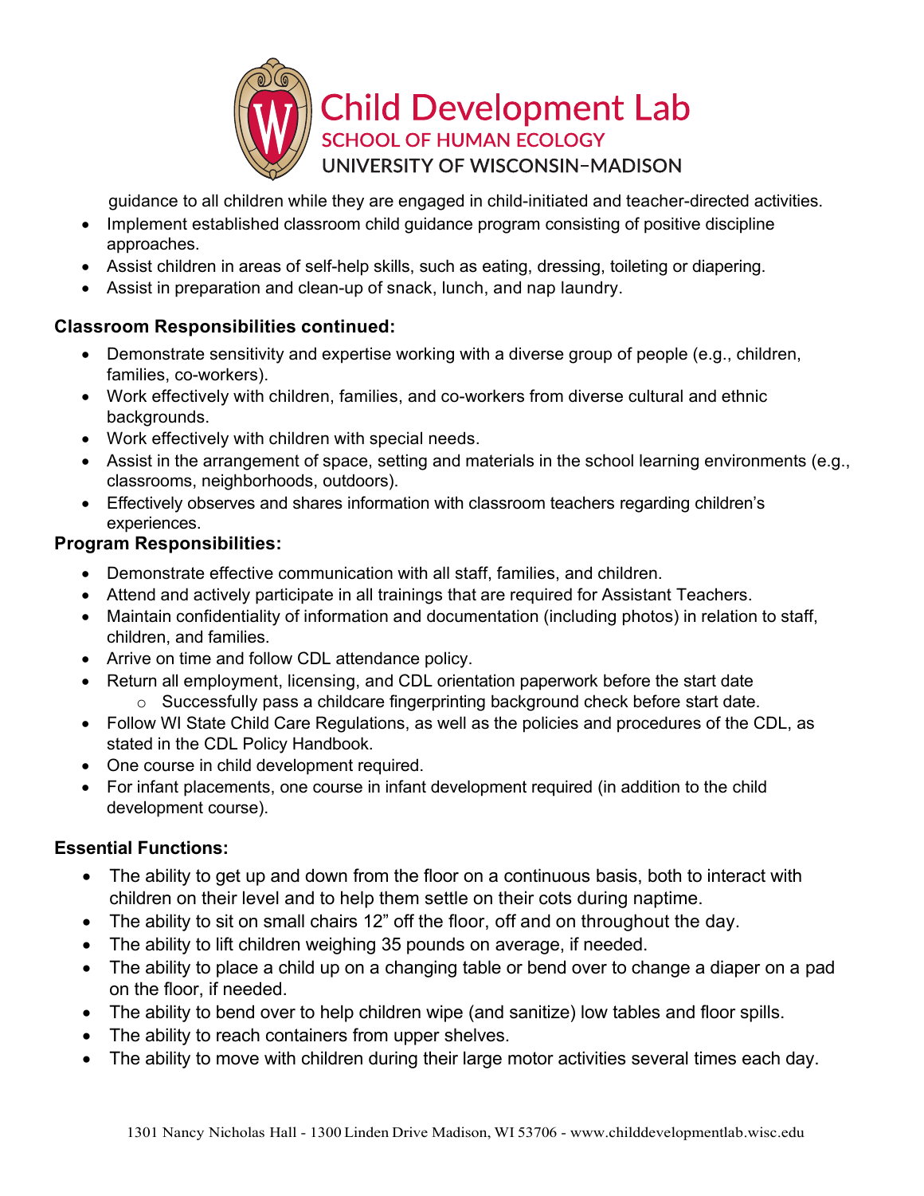guidance to all children while they are engaged in child-initiated and teacher-directed activities.

- Implement established classroom child guidance program consisting of positive discipline approaches.
- Assist children in areas of self-help skills, such as eating, dressing, toileting or diapering.
- Assist in preparation and clean-up of snack, lunch, and nap laundry.

**Classroom Responsibilities continued:**

- Demonstrate sensitivity and expertise working with a diverse group of people (e.g., children, families, co-workers).
- Work effectively with children, families, and co-workers from diverse cultural and ethnic backgrounds.
- Work effectively with children with special needs.
- Assist in the arrangement of space, setting and materials in the school learning environments (e.g., classrooms, neighborhoods, outdoors).
- Effectively observes and shares information with classroom teachers regarding children's experiences.

**Program Responsibilities:**

- Demonstrate effective communication with all staff, families, and children.
- Attend and actively participate in all trainings that are required for Assistant Teachers.
- Maintain confidentiality of information and documentation (including photos) in relation to staff, children, and families.
- Arrive on time and follow CDL attendance policy.
- Return all employment, licensing, and CDL orientation paperwork before the start date
  - Successfully pass a childcare fingerprinting background check before start date.
- Follow WI State Child Care Regulations, as well as the policies and procedures of the CDL, as stated in the CDL Policy Handbook.
- One course in child development required.
- For infant placements, one course in infant development required (in addition to the child development course).

**Essential Functions:**

- The ability to get up and down from the floor on a continuous basis, both to interact with children on their level and to help them settle on their cots during naptime.
- The ability to sit on small chairs 12" off the floor, off and on throughout the day.
- The ability to lift children weighing 35 pounds on average, if needed.
- The ability to place a child up on a changing table or bend over to change a diaper on a pad on the floor, if needed.
- The ability to bend over to help children wipe (and sanitize) low tables and floor spills.
- The ability to reach containers from upper shelves.
- The ability to move with children during their large motor activities several times each day.